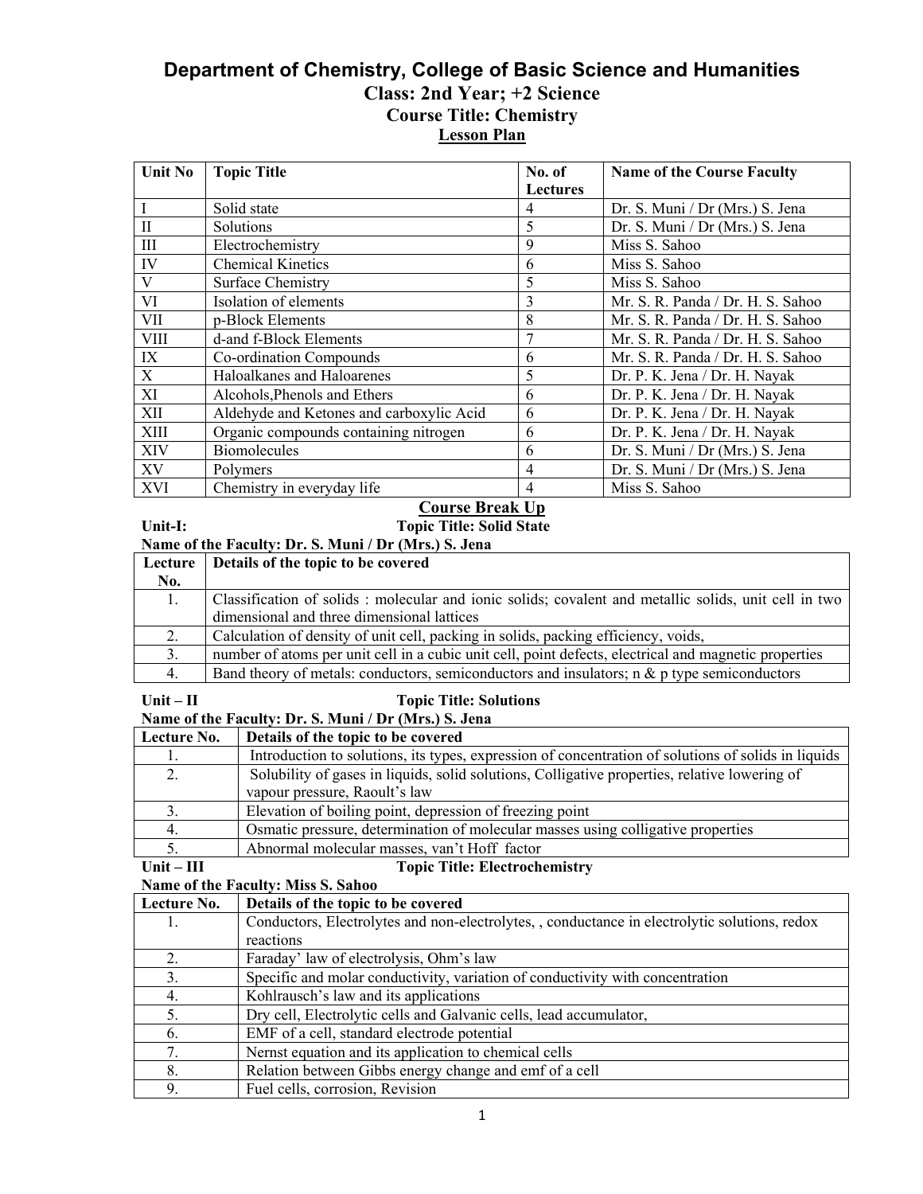# Department of Chemistry, College of Basic Science and Humanities

## Class: 2nd Year; +2 Science

## Course Title: Chemistry

## Lesson Plan

| Unit No | Topic Title | No. of Lectures | Name of the Course Faculty |
|---|---|---|---|
| I | Solid state | 4 | Dr. S. Muni / Dr (Mrs.) S. Jena |
| II | Solutions | 5 | Dr. S. Muni / Dr (Mrs.) S. Jena |
| III | Electrochemistry | 9 | Miss S. Sahoo |
| IV | Chemical Kinetics | 6 | Miss S. Sahoo |
| V | Surface Chemistry | 5 | Miss S. Sahoo |
| VI | Isolation of elements | 3 | Mr. S. R. Panda / Dr. H. S. Sahoo |
| VII | p-Block Elements | 8 | Mr. S. R. Panda / Dr. H. S. Sahoo |
| VIII | d-and f-Block Elements | 7 | Mr. S. R. Panda / Dr. H. S. Sahoo |
| IX | Co-ordination Compounds | 6 | Mr. S. R. Panda / Dr. H. S. Sahoo |
| X | Haloalkanes and Haloarenes | 5 | Dr. P. K. Jena / Dr. H. Nayak |
| XI | Alcohols,Phenols and Ethers | 6 | Dr. P. K. Jena / Dr. H. Nayak |
| XII | Aldehyde and Ketones and carboxylic Acid | 6 | Dr. P. K. Jena / Dr. H. Nayak |
| XIII | Organic compounds containing nitrogen | 6 | Dr. P. K. Jena / Dr. H. Nayak |
| XIV | Biomolecules | 6 | Dr. S. Muni / Dr (Mrs.) S. Jena |
| XV | Polymers | 4 | Dr. S. Muni / Dr (Mrs.) S. Jena |
| XVI | Chemistry in everyday life | 4 | Miss S. Sahoo |

## Course Break Up

**Unit-I:** **Topic Title: Solid State**

**Name of the Faculty: Dr. S. Muni / Dr (Mrs.) S. Jena**

| Lecture No. | Details of the topic to be covered |
|---|---|
| 1. | Classification of solids : molecular and ionic solids; covalent and metallic solids, unit cell in two dimensional and three dimensional lattices |
| 2. | Calculation of density of unit cell, packing in solids, packing efficiency, voids, |
| 3. | number of atoms per unit cell in a cubic unit cell, point defects, electrical and magnetic properties |
| 4. | Band theory of metals: conductors, semiconductors and insulators; n & p type semiconductors |

**Unit – II** **Topic Title: Solutions**

**Name of the Faculty: Dr. S. Muni / Dr (Mrs.) S. Jena**

| Lecture No. | Details of the topic to be covered |
|---|---|
| 1. | Introduction to solutions, its types, expression of concentration of solutions of solids in liquids |
| 2. | Solubility of gases in liquids, solid solutions, Colligative properties, relative lowering of vapour pressure, Raoult's law |
| 3. | Elevation of boiling point, depression of freezing point |
| 4. | Osmatic pressure, determination of molecular masses using colligative properties |
| 5. | Abnormal molecular masses, van't Hoff factor |

**Unit – III** **Topic Title: Electrochemistry**

**Name of the Faculty: Miss S. Sahoo**

| Lecture No. | Details of the topic to be covered |
|---|---|
| 1. | Conductors, Electrolytes and non-electrolytes, , conductance in electrolytic solutions, redox reactions |
| 2. | Faraday' law of electrolysis, Ohm's law |
| 3. | Specific and molar conductivity, variation of conductivity with concentration |
| 4. | Kohlrausch's law and its applications |
| 5. | Dry cell, Electrolytic cells and Galvanic cells, lead accumulator, |
| 6. | EMF of a cell, standard electrode potential |
| 7. | Nernst equation and its application to chemical cells |
| 8. | Relation between Gibbs energy change and emf of a cell |
| 9. | Fuel cells, corrosion, Revision |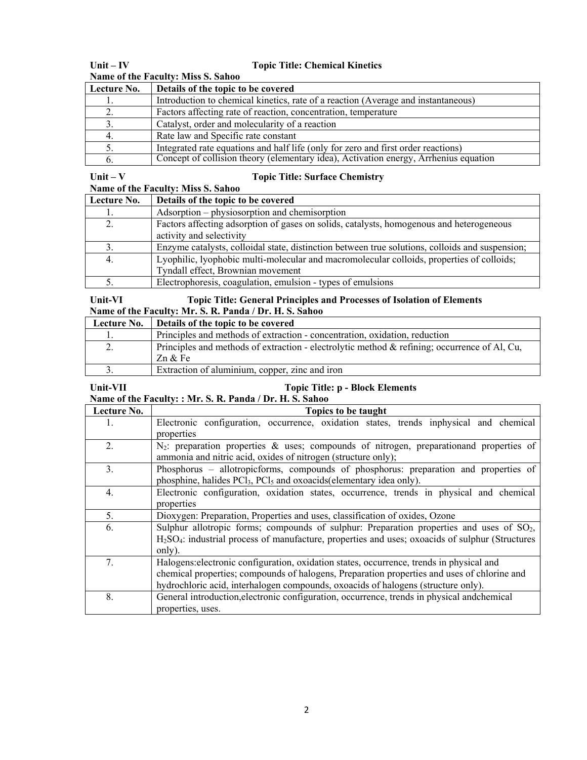**Unit – IV** **Topic Title: Chemical Kinetics**

**Name of the Faculty: Miss S. Sahoo**

| Lecture No. | Details of the topic to be covered |
|---|---|
| 1. | Introduction to chemical kinetics, rate of a reaction (Average and instantaneous) |
| 2. | Factors affecting rate of reaction, concentration, temperature |
| 3. | Catalyst, order and molecularity of a reaction |
| 4. | Rate law and Specific rate constant |
| 5. | Integrated rate equations and half life (only for zero and first order reactions) |
| 6. | Concept of collision theory (elementary idea), Activation energy, Arrhenius equation |

**Unit – V** **Topic Title: Surface Chemistry**

**Name of the Faculty: Miss S. Sahoo**

| Lecture No. | Details of the topic to be covered |
|---|---|
| 1. | Adsorption – physiosorption and chemisorption |
| 2. | Factors affecting adsorption of gases on solids, catalysts, homogenous and heterogeneous activity and selectivity |
| 3. | Enzyme catalysts, colloidal state, distinction between true solutions, colloids and suspension; |
| 4. | Lyophilic, lyophobic multi-molecular and macromolecular colloids, properties of colloids; Tyndall effect, Brownian movement |
| 5. | Electrophoresis, coagulation, emulsion - types of emulsions |

**Unit-VI** **Topic Title: General Principles and Processes of Isolation of Elements**

**Name of the Faculty: Mr. S. R. Panda / Dr. H. S. Sahoo**

| Lecture No. | Details of the topic to be covered |
|---|---|
| 1. | Principles and methods of extraction - concentration, oxidation, reduction |
| 2. | Principles and methods of extraction - electrolytic method & refining; occurrence of Al, Cu, Zn & Fe |
| 3. | Extraction of aluminium, copper, zinc and iron |

**Unit-VII** **Topic Title: p - Block Elements**

**Name of the Faculty: : Mr. S. R. Panda / Dr. H. S. Sahoo**

| Lecture No. | Topics to be taught |
|---|---|
| 1. | Electronic configuration, occurrence, oxidation states, trends inphysical and chemical properties |
| 2. | $N_2$: preparation properties & uses; compounds of nitrogen, preparationand properties of ammonia and nitric acid, oxides of nitrogen (structure only); |
| 3. | Phosphorus – allotropicforms, compounds of phosphorus: preparation and properties of phosphine, halides $PCl_3$, $PCl_5$ and oxoacids(elementary idea only). |
| 4. | Electronic configuration, oxidation states, occurrence, trends in physical and chemical properties |
| 5. | Dioxygen: Preparation, Properties and uses, classification of oxides, Ozone |
| 6. | Sulphur allotropic forms; compounds of sulphur: Preparation properties and uses of $SO_2$, $H_2SO_4$: industrial process of manufacture, properties and uses; oxoacids of sulphur (Structures only). |
| 7. | Halogens:electronic configuration, oxidation states, occurrence, trends in physical and chemical properties; compounds of halogens, Preparation properties and uses of chlorine and hydrochloric acid, interhalogen compounds, oxoacids of halogens (structure only). |
| 8. | General introduction,electronic configuration, occurrence, trends in physical andchemical properties, uses. |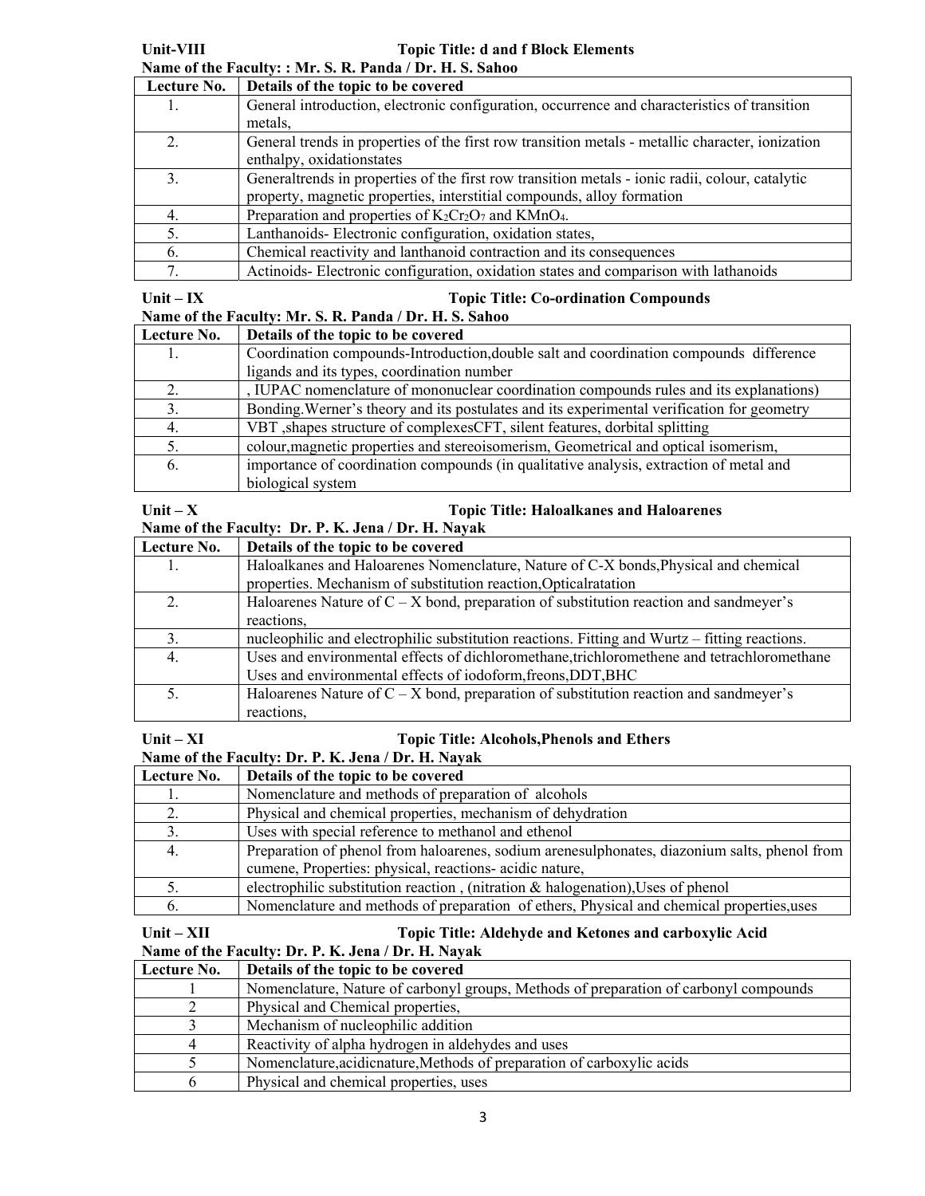**Unit-VIII** **Topic Title: d and f Block Elements**

**Name of the Faculty: : Mr. S. R. Panda / Dr. H. S. Sahoo**

| Lecture No. | Details of the topic to be covered |
|---|---|
| 1. | General introduction, electronic configuration, occurrence and characteristics of transition metals, |
| 2. | General trends in properties of the first row transition metals - metallic character, ionization enthalpy, oxidationstates |
| 3. | Generaltrends in properties of the first row transition metals - ionic radii, colour, catalytic property, magnetic properties, interstitial compounds, alloy formation |
| 4. | Preparation and properties of $K_2Cr_2O_7$ and $KMnO_4$. |
| 5. | Lanthanoids- Electronic configuration, oxidation states, |
| 6. | Chemical reactivity and lanthanoid contraction and its consequences |
| 7. | Actinoids- Electronic configuration, oxidation states and comparison with lathanoids |

**Unit – IX** **Topic Title: Co-ordination Compounds**

**Name of the Faculty: Mr. S. R. Panda / Dr. H. S. Sahoo**

| Lecture No. | Details of the topic to be covered |
|---|---|
| 1. | Coordination compounds-Introduction,double salt and coordination compounds difference ligands and its types, coordination number |
| 2. | , IUPAC nomenclature of mononuclear coordination compounds rules and its explanations) |
| 3. | Bonding.Werner's theory and its postulates and its experimental verification for geometry |
| 4. | VBT ,shapes structure of complexesCFT, silent features, dorbital splitting |
| 5. | colour,magnetic properties and stereoisomerism, Geometrical and optical isomerism, |
| 6. | importance of coordination compounds (in qualitative analysis, extraction of metal and biological system |

**Unit – X** **Topic Title: Haloalkanes and Haloarenes**

**Name of the Faculty: Dr. P. K. Jena / Dr. H. Nayak**

| Lecture No. | Details of the topic to be covered |
|---|---|
| 1. | Haloalkanes and Haloarenes Nomenclature, Nature of C-X bonds,Physical and chemical properties. Mechanism of substitution reaction,Opticalratation |
| 2. | Haloarenes Nature of C – X bond, preparation of substitution reaction and sandmeyer's reactions, |
| 3. | nucleophilic and electrophilic substitution reactions. Fitting and Wurtz – fitting reactions. |
| 4. | Uses and environmental effects of dichloromethane,trichloromethene and tetrachloromethane Uses and environmental effects of iodoform,freons,DDT,BHC |
| 5. | Haloarenes Nature of C – X bond, preparation of substitution reaction and sandmeyer's reactions, |

**Unit – XI** **Topic Title: Alcohols,Phenols and Ethers**

**Name of the Faculty: Dr. P. K. Jena / Dr. H. Nayak**

| Lecture No. | Details of the topic to be covered |
|---|---|
| 1. | Nomenclature and methods of preparation of alcohols |
| 2. | Physical and chemical properties, mechanism of dehydration |
| 3. | Uses with special reference to methanol and ethenol |
| 4. | Preparation of phenol from haloarenes, sodium arenesulphonates, diazonium salts, phenol from cumene, Properties: physical, reactions- acidic nature, |
| 5. | electrophilic substitution reaction , (nitration & halogenation),Uses of phenol |
| 6. | Nomenclature and methods of preparation of ethers, Physical and chemical properties,uses |

**Unit – XII** **Topic Title: Aldehyde and Ketones and carboxylic Acid**

**Name of the Faculty: Dr. P. K. Jena / Dr. H. Nayak**

| Lecture No. | Details of the topic to be covered |
|---|---|
| 1 | Nomenclature, Nature of carbonyl groups, Methods of preparation of carbonyl compounds |
| 2 | Physical and Chemical properties, |
| 3 | Mechanism of nucleophilic addition |
| 4 | Reactivity of alpha hydrogen in aldehydes and uses |
| 5 | Nomenclature,acidicnature,Methods of preparation of carboxylic acids |
| 6 | Physical and chemical properties, uses |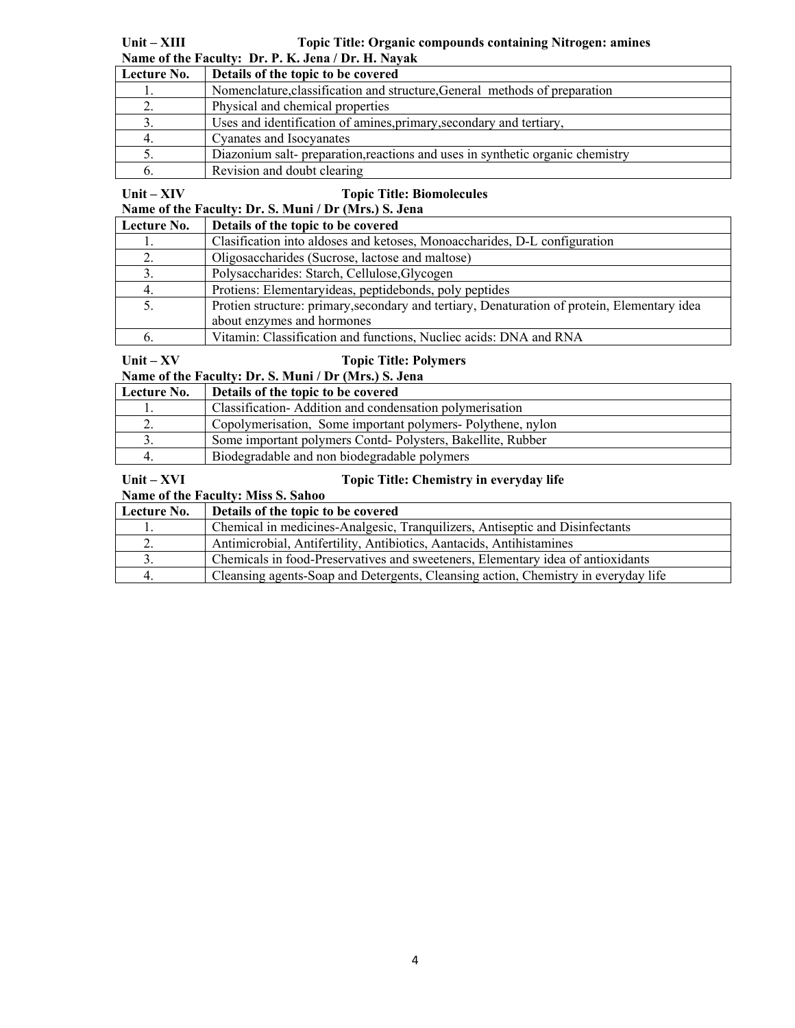**Unit – XIII** **Topic Title: Organic compounds containing Nitrogen: amines**

**Name of the Faculty: Dr. P. K. Jena / Dr. H. Nayak**

| Lecture No. | Details of the topic to be covered |
|---|---|
| 1. | Nomenclature,classification and structure,General methods of preparation |
| 2. | Physical and chemical properties |
| 3. | Uses and identification of amines,primary,secondary and tertiary, |
| 4. | Cyanates and Isocyanates |
| 5. | Diazonium salt- preparation,reactions and uses in synthetic organic chemistry |
| 6. | Revision and doubt clearing |

**Unit – XIV** **Topic Title: Biomolecules**

**Name of the Faculty: Dr. S. Muni / Dr (Mrs.) S. Jena**

| Lecture No. | Details of the topic to be covered |
|---|---|
| 1. | Clasification into aldoses and ketoses, Monoaccharides, D-L configuration |
| 2. | Oligosaccharides (Sucrose, lactose and maltose) |
| 3. | Polysaccharides: Starch, Cellulose,Glycogen |
| 4. | Protiens: Elementaryideas, peptidebonds, poly peptides |
| 5. | Protien structure: primary,secondary and tertiary, Denaturation of protein, Elementary idea about enzymes and hormones |
| 6. | Vitamin: Classification and functions, Nucliec acids: DNA and RNA |

**Unit – XV** **Topic Title: Polymers**

**Name of the Faculty: Dr. S. Muni / Dr (Mrs.) S. Jena**

| Lecture No. | Details of the topic to be covered |
|---|---|
| 1. | Classification- Addition and condensation polymerisation |
| 2. | Copolymerisation, Some important polymers- Polythene, nylon |
| 3. | Some important polymers Contd- Polysters, Bakellite, Rubber |
| 4. | Biodegradable and non biodegradable polymers |

**Unit – XVI** **Topic Title: Chemistry in everyday life**

**Name of the Faculty: Miss S. Sahoo**

| Lecture No. | Details of the topic to be covered |
|---|---|
| 1. | Chemical in medicines-Analgesic, Tranquilizers, Antiseptic and Disinfectants |
| 2. | Antimicrobial, Antifertility, Antibiotics, Aantacids, Antihistamines |
| 3. | Chemicals in food-Preservatives and sweeteners, Elementary idea of antioxidants |
| 4. | Cleansing agents-Soap and Detergents, Cleansing action, Chemistry in everyday life |